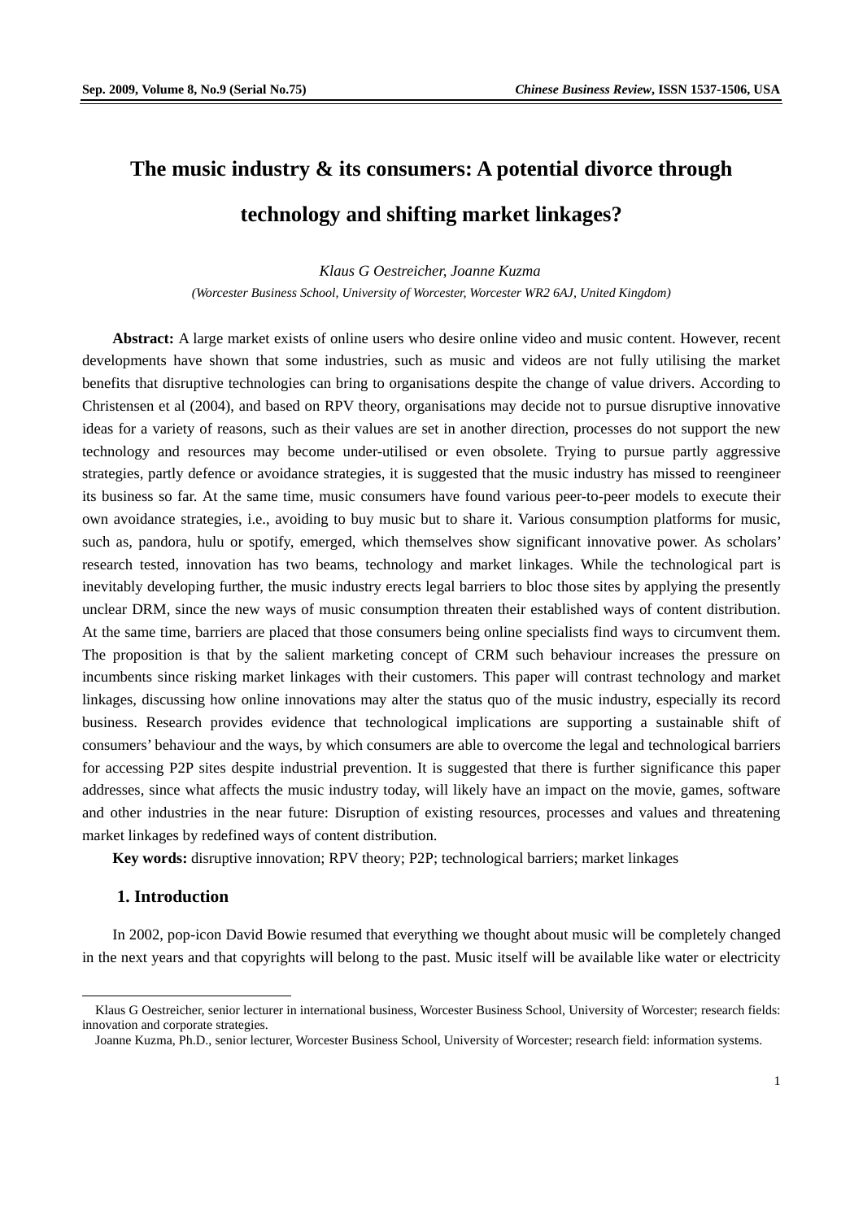# The music industry & its consumers: A potential divorce through technology and shifting market linkages?

*Klaus G Oestreicher, Joanne Kuzma*

*(Worcester Business School, University of Worcester, Worcester WR2 6AJ, United Kingdom)*

**Abstract:** A large market exists of online users who desire online video and music content. However, recent developments have shown that some industries, such as music and videos are not fully utilising the market benefits that disruptive technologies can bring to organisations despite the change of value drivers. According to Christensen et al (2004), and based on RPV theory, organisations may decide not to pursue disruptive innovative ideas for a variety of reasons, such as their values are set in another direction, processes do not support the new technology and resources may become under-utilised or even obsolete. Trying to pursue partly aggressive strategies, partly defence or avoidance strategies, it is suggested that the music industry has missed to reengineer its business so far. At the same time, music consumers have found various peer-to-peer models to execute their own avoidance strategies, i.e., avoiding to buy music but to share it. Various consumption platforms for music, such as, pandora, hulu or spotify, emerged, which themselves show significant innovative power. As scholars' research tested, innovation has two beams, technology and market linkages. While the technological part is inevitably developing further, the music industry erects legal barriers to bloc those sites by applying the presently unclear DRM, since the new ways of music consumption threaten their established ways of content distribution. At the same time, barriers are placed that those consumers being online specialists find ways to circumvent them. The proposition is that by the salient marketing concept of CRM such behaviour increases the pressure on incumbents since risking market linkages with their customers. This paper will contrast technology and market linkages, discussing how online innovations may alter the status quo of the music industry, especially its record business. Research provides evidence that technological implications are supporting a sustainable shift of consumers' behaviour and the ways, by which consumers are able to overcome the legal and technological barriers for accessing P2P sites despite industrial prevention. It is suggested that there is further significance this paper addresses, since what affects the music industry today, will likely have an impact on the movie, games, software and other industries in the near future: Disruption of existing resources, processes and values and threatening market linkages by redefined ways of content distribution.

**Key words:** disruptive innovation; RPV theory; P2P; technological barriers; market linkages

## 1. Introduction

In 2002, pop-icon David Bowie resumed that everything we thought about music will be completely changed in the next years and that copyrights will belong to the past. Music itself will be available like water or electricity

---

Klaus G Oestreicher, senior lecturer in international business, Worcester Business School, University of Worcester; research fields: innovation and corporate strategies.

Joanne Kuzma, Ph.D., senior lecturer, Worcester Business School, University of Worcester; research field: information systems.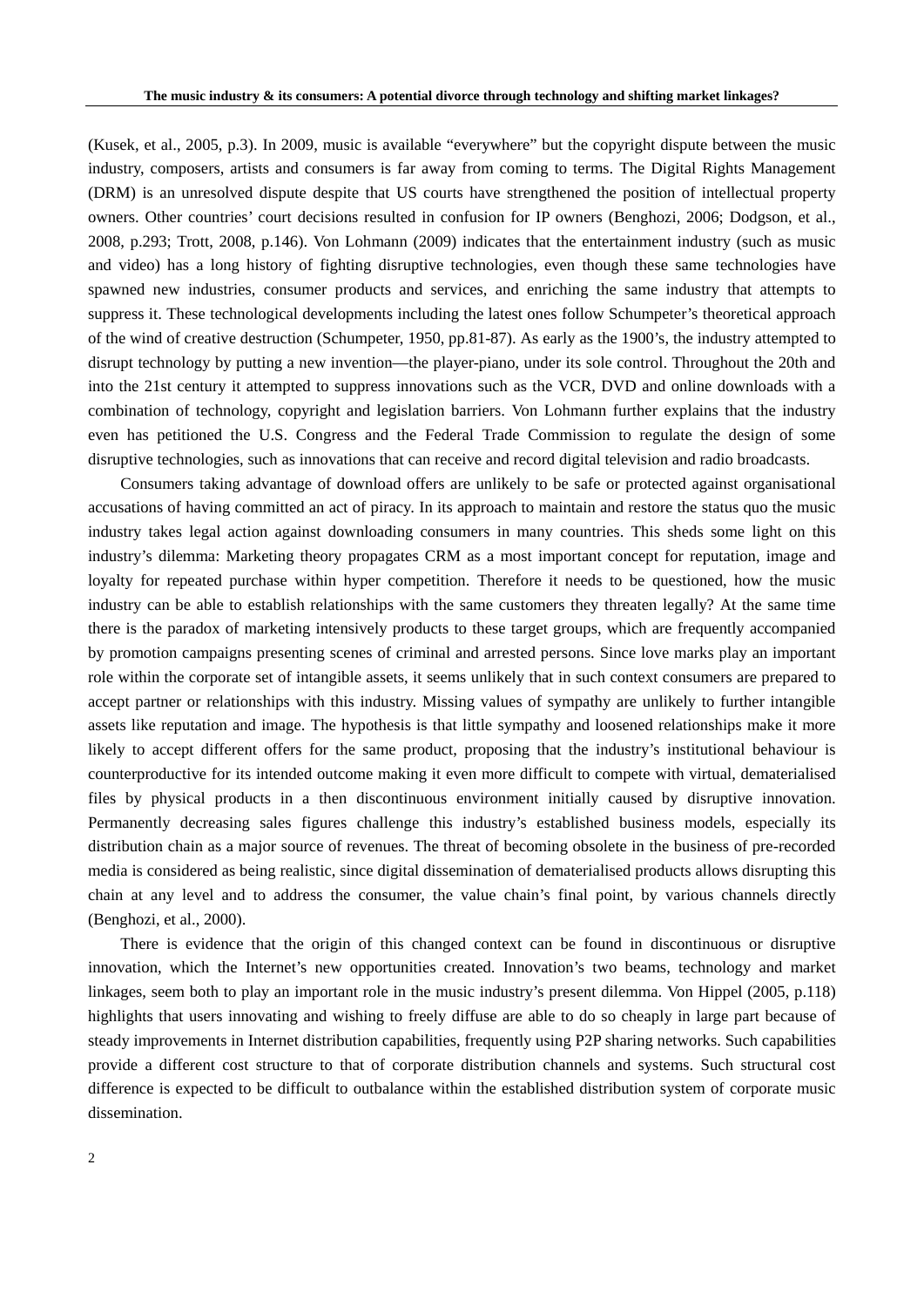(Kusek, et al., 2005, p.3). In 2009, music is available "everywhere" but the copyright dispute between the music industry, composers, artists and consumers is far away from coming to terms. The Digital Rights Management (DRM) is an unresolved dispute despite that US courts have strengthened the position of intellectual property owners. Other countries' court decisions resulted in confusion for IP owners (Benghozi, 2006; Dodgson, et al., 2008, p.293; Trott, 2008, p.146). Von Lohmann (2009) indicates that the entertainment industry (such as music and video) has a long history of fighting disruptive technologies, even though these same technologies have spawned new industries, consumer products and services, and enriching the same industry that attempts to suppress it. These technological developments including the latest ones follow Schumpeter's theoretical approach of the wind of creative destruction (Schumpeter, 1950, pp.81-87). As early as the 1900's, the industry attempted to disrupt technology by putting a new invention—the player-piano, under its sole control. Throughout the 20th and into the 21st century it attempted to suppress innovations such as the VCR, DVD and online downloads with a combination of technology, copyright and legislation barriers. Von Lohmann further explains that the industry even has petitioned the U.S. Congress and the Federal Trade Commission to regulate the design of some disruptive technologies, such as innovations that can receive and record digital television and radio broadcasts.

Consumers taking advantage of download offers are unlikely to be safe or protected against organisational accusations of having committed an act of piracy. In its approach to maintain and restore the status quo the music industry takes legal action against downloading consumers in many countries. This sheds some light on this industry's dilemma: Marketing theory propagates CRM as a most important concept for reputation, image and loyalty for repeated purchase within hyper competition. Therefore it needs to be questioned, how the music industry can be able to establish relationships with the same customers they threaten legally? At the same time there is the paradox of marketing intensively products to these target groups, which are frequently accompanied by promotion campaigns presenting scenes of criminal and arrested persons. Since love marks play an important role within the corporate set of intangible assets, it seems unlikely that in such context consumers are prepared to accept partner or relationships with this industry. Missing values of sympathy are unlikely to further intangible assets like reputation and image. The hypothesis is that little sympathy and loosened relationships make it more likely to accept different offers for the same product, proposing that the industry's institutional behaviour is counterproductive for its intended outcome making it even more difficult to compete with virtual, dematerialised files by physical products in a then discontinuous environment initially caused by disruptive innovation. Permanently decreasing sales figures challenge this industry's established business models, especially its distribution chain as a major source of revenues. The threat of becoming obsolete in the business of pre-recorded media is considered as being realistic, since digital dissemination of dematerialised products allows disrupting this chain at any level and to address the consumer, the value chain's final point, by various channels directly (Benghozi, et al., 2000).

There is evidence that the origin of this changed context can be found in discontinuous or disruptive innovation, which the Internet's new opportunities created. Innovation's two beams, technology and market linkages, seem both to play an important role in the music industry's present dilemma. Von Hippel (2005, p.118) highlights that users innovating and wishing to freely diffuse are able to do so cheaply in large part because of steady improvements in Internet distribution capabilities, frequently using P2P sharing networks. Such capabilities provide a different cost structure to that of corporate distribution channels and systems. Such structural cost difference is expected to be difficult to outbalance within the established distribution system of corporate music dissemination.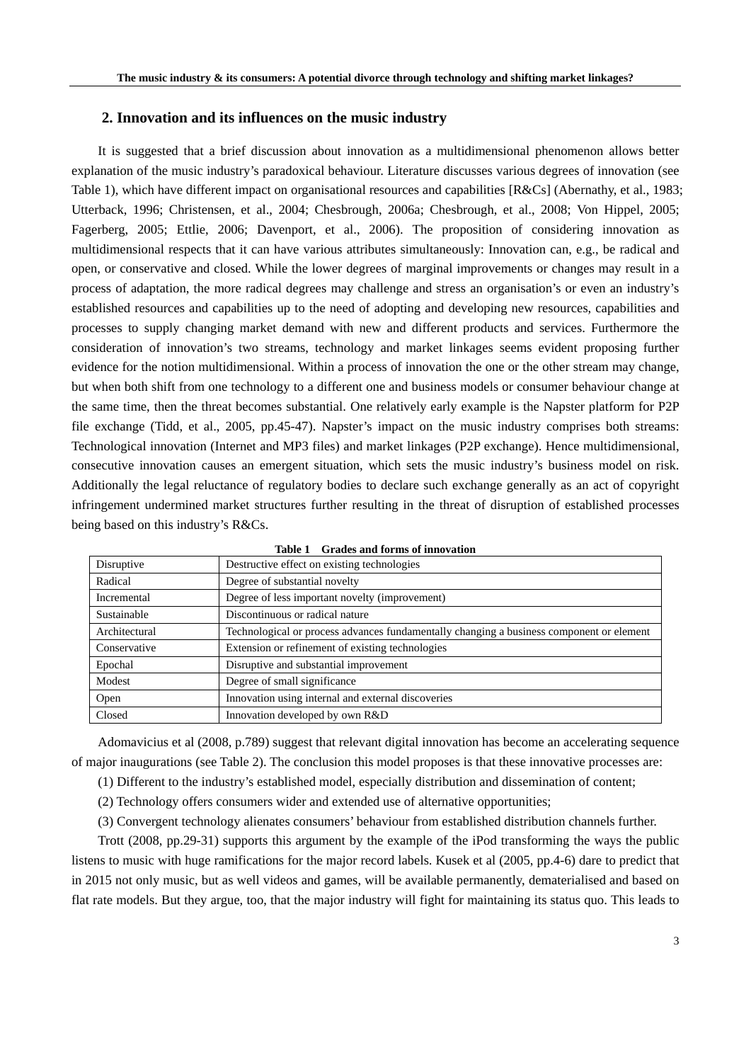## 2. Innovation and its influences on the music industry

It is suggested that a brief discussion about innovation as a multidimensional phenomenon allows better explanation of the music industry's paradoxical behaviour. Literature discusses various degrees of innovation (see Table 1), which have different impact on organisational resources and capabilities [R&Cs] (Abernathy, et al., 1983; Utterback, 1996; Christensen, et al., 2004; Chesbrough, 2006a; Chesbrough, et al., 2008; Von Hippel, 2005; Fagerberg, 2005; Ettlie, 2006; Davenport, et al., 2006). The proposition of considering innovation as multidimensional respects that it can have various attributes simultaneously: Innovation can, e.g., be radical and open, or conservative and closed. While the lower degrees of marginal improvements or changes may result in a process of adaptation, the more radical degrees may challenge and stress an organisation's or even an industry's established resources and capabilities up to the need of adopting and developing new resources, capabilities and processes to supply changing market demand with new and different products and services. Furthermore the consideration of innovation's two streams, technology and market linkages seems evident proposing further evidence for the notion multidimensional. Within a process of innovation the one or the other stream may change, but when both shift from one technology to a different one and business models or consumer behaviour change at the same time, then the threat becomes substantial. One relatively early example is the Napster platform for P2P file exchange (Tidd, et al., 2005, pp.45-47). Napster's impact on the music industry comprises both streams: Technological innovation (Internet and MP3 files) and market linkages (P2P exchange). Hence multidimensional, consecutive innovation causes an emergent situation, which sets the music industry's business model on risk. Additionally the legal reluctance of regulatory bodies to declare such exchange generally as an act of copyright infringement undermined market structures further resulting in the threat of disruption of established processes being based on this industry's R&Cs.

**Table 1 Grades and forms of innovation**

| | |
|---|---|
| Disruptive | Destructive effect on existing technologies |
| Radical | Degree of substantial novelty |
| Incremental | Degree of less important novelty (improvement) |
| Sustainable | Discontinuous or radical nature |
| Architectural | Technological or process advances fundamentally changing a business component or element |
| Conservative | Extension or refinement of existing technologies |
| Epochal | Disruptive and substantial improvement |
| Modest | Degree of small significance |
| Open | Innovation using internal and external discoveries |
| Closed | Innovation developed by own R&D |

Adomavicius et al (2008, p.789) suggest that relevant digital innovation has become an accelerating sequence of major inaugurations (see Table 2). The conclusion this model proposes is that these innovative processes are:

(1) Different to the industry's established model, especially distribution and dissemination of content;

(2) Technology offers consumers wider and extended use of alternative opportunities;

(3) Convergent technology alienates consumers' behaviour from established distribution channels further.

Trott (2008, pp.29-31) supports this argument by the example of the iPod transforming the ways the public listens to music with huge ramifications for the major record labels. Kusek et al (2005, pp.4-6) dare to predict that in 2015 not only music, but as well videos and games, will be available permanently, dematerialised and based on flat rate models. But they argue, too, that the major industry will fight for maintaining its status quo. This leads to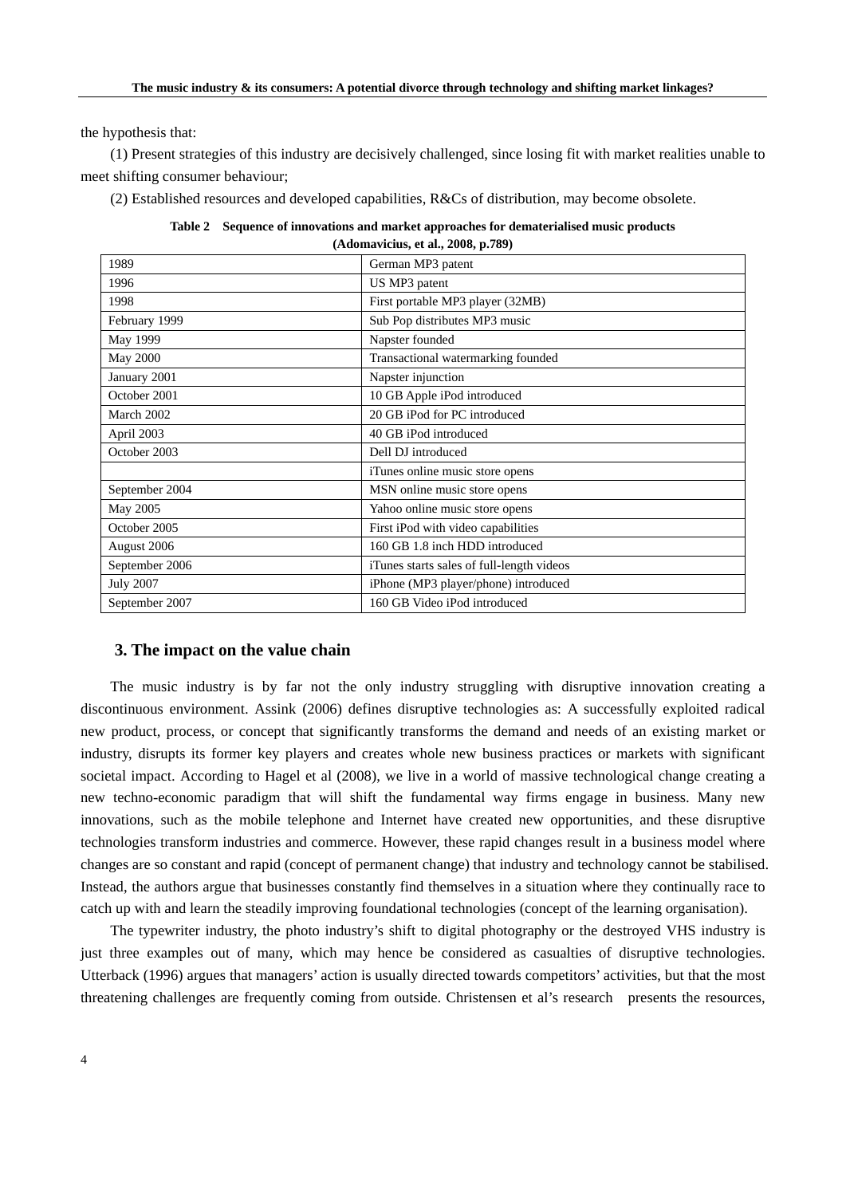the hypothesis that:

(1) Present strategies of this industry are decisively challenged, since losing fit with market realities unable to meet shifting consumer behaviour;

(2) Established resources and developed capabilities, R&Cs of distribution, may become obsolete.

**Table 2 Sequence of innovations and market approaches for dematerialised music products (Adomavicius, et al., 2008, p.789)**

| | |
|---|---|
| 1989 | German MP3 patent |
| 1996 | US MP3 patent |
| 1998 | First portable MP3 player (32MB) |
| February 1999 | Sub Pop distributes MP3 music |
| May 1999 | Napster founded |
| May 2000 | Transactional watermarking founded |
| January 2001 | Napster injunction |
| October 2001 | 10 GB Apple iPod introduced |
| March 2002 | 20 GB iPod for PC introduced |
| April 2003 | 40 GB iPod introduced |
| October 2003 | Dell DJ introduced |
| | iTunes online music store opens |
| September 2004 | MSN online music store opens |
| May 2005 | Yahoo online music store opens |
| October 2005 | First iPod with video capabilities |
| August 2006 | 160 GB 1.8 inch HDD introduced |
| September 2006 | iTunes starts sales of full-length videos |
| July 2007 | iPhone (MP3 player/phone) introduced |
| September 2007 | 160 GB Video iPod introduced |

## 3. The impact on the value chain

The music industry is by far not the only industry struggling with disruptive innovation creating a discontinuous environment. Assink (2006) defines disruptive technologies as: A successfully exploited radical new product, process, or concept that significantly transforms the demand and needs of an existing market or industry, disrupts its former key players and creates whole new business practices or markets with significant societal impact. According to Hagel et al (2008), we live in a world of massive technological change creating a new techno-economic paradigm that will shift the fundamental way firms engage in business. Many new innovations, such as the mobile telephone and Internet have created new opportunities, and these disruptive technologies transform industries and commerce. However, these rapid changes result in a business model where changes are so constant and rapid (concept of permanent change) that industry and technology cannot be stabilised. Instead, the authors argue that businesses constantly find themselves in a situation where they continually race to catch up with and learn the steadily improving foundational technologies (concept of the learning organisation).

The typewriter industry, the photo industry's shift to digital photography or the destroyed VHS industry is just three examples out of many, which may hence be considered as casualties of disruptive technologies. Utterback (1996) argues that managers' action is usually directed towards competitors' activities, but that the most threatening challenges are frequently coming from outside. Christensen et al's research presents the resources,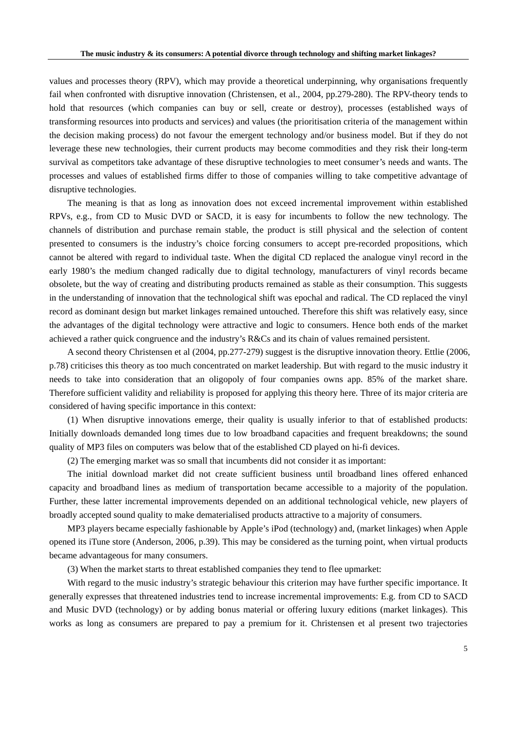values and processes theory (RPV), which may provide a theoretical underpinning, why organisations frequently fail when confronted with disruptive innovation (Christensen, et al., 2004, pp.279-280). The RPV-theory tends to hold that resources (which companies can buy or sell, create or destroy), processes (established ways of transforming resources into products and services) and values (the prioritisation criteria of the management within the decision making process) do not favour the emergent technology and/or business model. But if they do not leverage these new technologies, their current products may become commodities and they risk their long-term survival as competitors take advantage of these disruptive technologies to meet consumer's needs and wants. The processes and values of established firms differ to those of companies willing to take competitive advantage of disruptive technologies.

The meaning is that as long as innovation does not exceed incremental improvement within established RPVs, e.g., from CD to Music DVD or SACD, it is easy for incumbents to follow the new technology. The channels of distribution and purchase remain stable, the product is still physical and the selection of content presented to consumers is the industry's choice forcing consumers to accept pre-recorded propositions, which cannot be altered with regard to individual taste. When the digital CD replaced the analogue vinyl record in the early 1980's the medium changed radically due to digital technology, manufacturers of vinyl records became obsolete, but the way of creating and distributing products remained as stable as their consumption. This suggests in the understanding of innovation that the technological shift was epochal and radical. The CD replaced the vinyl record as dominant design but market linkages remained untouched. Therefore this shift was relatively easy, since the advantages of the digital technology were attractive and logic to consumers. Hence both ends of the market achieved a rather quick congruence and the industry's R&Cs and its chain of values remained persistent.

A second theory Christensen et al (2004, pp.277-279) suggest is the disruptive innovation theory. Ettlie (2006, p.78) criticises this theory as too much concentrated on market leadership. But with regard to the music industry it needs to take into consideration that an oligopoly of four companies owns app. 85% of the market share. Therefore sufficient validity and reliability is proposed for applying this theory here. Three of its major criteria are considered of having specific importance in this context:

(1) When disruptive innovations emerge, their quality is usually inferior to that of established products: Initially downloads demanded long times due to low broadband capacities and frequent breakdowns; the sound quality of MP3 files on computers was below that of the established CD played on hi-fi devices.

(2) The emerging market was so small that incumbents did not consider it as important:

The initial download market did not create sufficient business until broadband lines offered enhanced capacity and broadband lines as medium of transportation became accessible to a majority of the population. Further, these latter incremental improvements depended on an additional technological vehicle, new players of broadly accepted sound quality to make dematerialised products attractive to a majority of consumers.

MP3 players became especially fashionable by Apple's iPod (technology) and, (market linkages) when Apple opened its iTune store (Anderson, 2006, p.39). This may be considered as the turning point, when virtual products became advantageous for many consumers.

(3) When the market starts to threat established companies they tend to flee upmarket:

With regard to the music industry's strategic behaviour this criterion may have further specific importance. It generally expresses that threatened industries tend to increase incremental improvements: E.g. from CD to SACD and Music DVD (technology) or by adding bonus material or offering luxury editions (market linkages). This works as long as consumers are prepared to pay a premium for it. Christensen et al present two trajectories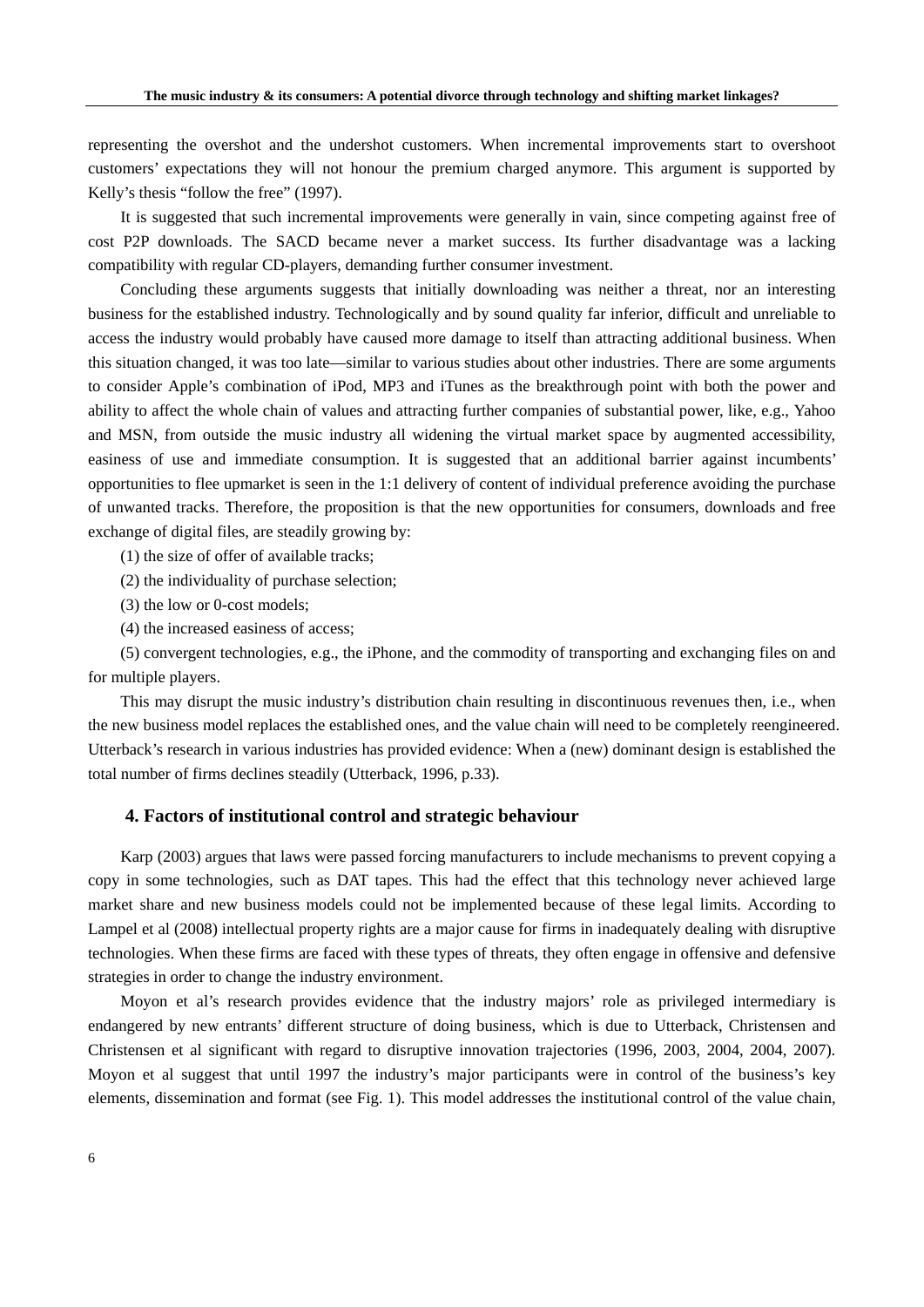representing the overshot and the undershot customers. When incremental improvements start to overshoot customers' expectations they will not honour the premium charged anymore. This argument is supported by Kelly's thesis "follow the free" (1997).

It is suggested that such incremental improvements were generally in vain, since competing against free of cost P2P downloads. The SACD became never a market success. Its further disadvantage was a lacking compatibility with regular CD-players, demanding further consumer investment.

Concluding these arguments suggests that initially downloading was neither a threat, nor an interesting business for the established industry. Technologically and by sound quality far inferior, difficult and unreliable to access the industry would probably have caused more damage to itself than attracting additional business. When this situation changed, it was too late—similar to various studies about other industries. There are some arguments to consider Apple's combination of iPod, MP3 and iTunes as the breakthrough point with both the power and ability to affect the whole chain of values and attracting further companies of substantial power, like, e.g., Yahoo and MSN, from outside the music industry all widening the virtual market space by augmented accessibility, easiness of use and immediate consumption. It is suggested that an additional barrier against incumbents' opportunities to flee upmarket is seen in the 1:1 delivery of content of individual preference avoiding the purchase of unwanted tracks. Therefore, the proposition is that the new opportunities for consumers, downloads and free exchange of digital files, are steadily growing by:

(1) the size of offer of available tracks;

(2) the individuality of purchase selection;

(3) the low or 0-cost models;

(4) the increased easiness of access;

(5) convergent technologies, e.g., the iPhone, and the commodity of transporting and exchanging files on and for multiple players.

This may disrupt the music industry's distribution chain resulting in discontinuous revenues then, i.e., when the new business model replaces the established ones, and the value chain will need to be completely reengineered. Utterback's research in various industries has provided evidence: When a (new) dominant design is established the total number of firms declines steadily (Utterback, 1996, p.33).

## 4. Factors of institutional control and strategic behaviour

Karp (2003) argues that laws were passed forcing manufacturers to include mechanisms to prevent copying a copy in some technologies, such as DAT tapes. This had the effect that this technology never achieved large market share and new business models could not be implemented because of these legal limits. According to Lampel et al (2008) intellectual property rights are a major cause for firms in inadequately dealing with disruptive technologies. When these firms are faced with these types of threats, they often engage in offensive and defensive strategies in order to change the industry environment.

Moyon et al's research provides evidence that the industry majors' role as privileged intermediary is endangered by new entrants' different structure of doing business, which is due to Utterback, Christensen and Christensen et al significant with regard to disruptive innovation trajectories (1996, 2003, 2004, 2004, 2007). Moyon et al suggest that until 1997 the industry's major participants were in control of the business's key elements, dissemination and format (see Fig. 1). This model addresses the institutional control of the value chain,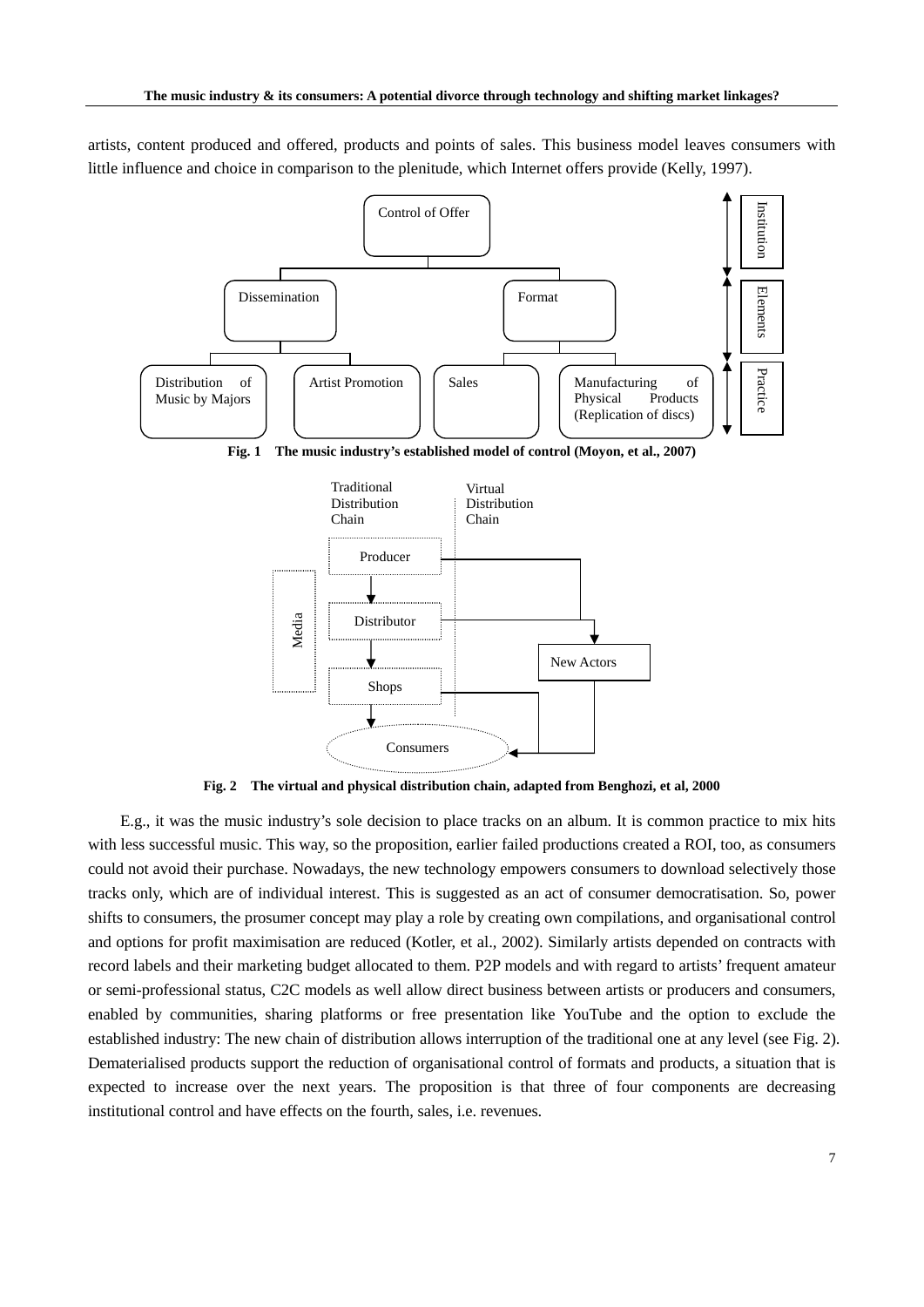artists, content produced and offered, products and points of sales. This business model leaves consumers with little influence and choice in comparison to the plenitude, which Internet offers provide (Kelly, 1997).

**Fig. 1 The music industry's established model of control (Moyon, et al., 2007)**

**Fig. 2 The virtual and physical distribution chain, adapted from Benghozi, et al, 2000**

E.g., it was the music industry's sole decision to place tracks on an album. It is common practice to mix hits with less successful music. This way, so the proposition, earlier failed productions created a ROI, too, as consumers could not avoid their purchase. Nowadays, the new technology empowers consumers to download selectively those tracks only, which are of individual interest. This is suggested as an act of consumer democratisation. So, power shifts to consumers, the prosumer concept may play a role by creating own compilations, and organisational control and options for profit maximisation are reduced (Kotler, et al., 2002). Similarly artists depended on contracts with record labels and their marketing budget allocated to them. P2P models and with regard to artists' frequent amateur or semi-professional status, C2C models as well allow direct business between artists or producers and consumers, enabled by communities, sharing platforms or free presentation like YouTube and the option to exclude the established industry: The new chain of distribution allows interruption of the traditional one at any level (see Fig. 2). Dematerialised products support the reduction of organisational control of formats and products, a situation that is expected to increase over the next years. The proposition is that three of four components are decreasing institutional control and have effects on the fourth, sales, i.e. revenues.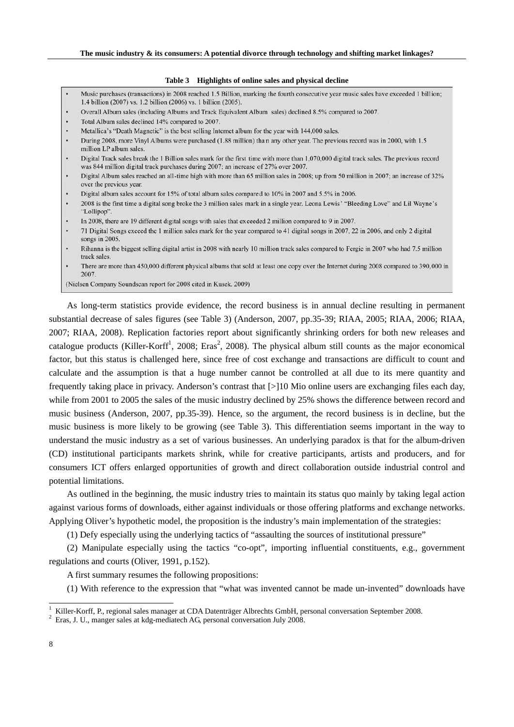**Table 3 Highlights of online sales and physical decline**

- Music purchases (transactions) in 2008 reached 1.5 Billion, marking the fourth consecutive year music sales have exceeded 1 billion; 1.4 billion (2007) vs. 1.2 billion (2006) vs. 1 billion (2005).
- Overall Album sales (including Albums and Track Equivalent Album sales) declined 8.5% compared to 2007.
- Total Album sales declined 14% compared to 2007.
- Metallica's "Death Magnetic" is the best selling Internet album for the year with 144,000 sales.
- During 2008, more Vinyl Albums were purchased (1.88 million) than any other year. The previous record was in 2000, with 1.5 million LP album sales.
- Digital Track sales break the 1 Billion sales mark for the first time with more than 1,070,000 digital track sales. The previous record was 844 million digital track purchases during 2007; an increase of 27% over 2007.
- Digital Album sales reached an all-time high with more than 65 million sales in 2008; up from 50 million in 2007; an increase of 32% over the previous year.
- Digital album sales account for 15% of total album sales compared to 10% in 2007 and 5.5% in 2006.
- 2008 is the first time a digital song broke the 3 million sales mark in a single year. Leona Lewis' "Bleeding Love" and Lil Wayne's "Lollipop".
- In 2008, there are 19 different digital songs with sales that exceeded 2 million compared to 9 in 2007.
- 71 Digital Songs exceed the 1 million sales mark for the year compared to 41 digital songs in 2007, 22 in 2006, and only 2 digital songs in 2005.
- Rihanna is the biggest selling digital artist in 2008 with nearly 10 million track sales compared to Fergie in 2007 who had 7.5 million track sales.
- There are more than 450,000 different physical albums that sold at least one copy over the Internet during 2008 compared to 390,000 in 2007.

(Nielsen Company Soundscan report for 2008 cited in Kusek, 2009)

As long-term statistics provide evidence, the record business is in annual decline resulting in permanent substantial decrease of sales figures (see Table 3) (Anderson, 2007, pp.35-39; RIAA, 2005; RIAA, 2006; RIAA, 2007; RIAA, 2008). Replication factories report about significantly shrinking orders for both new releases and catalogue products (Killer-Korff[1], 2008; Eras[2], 2008). The physical album still counts as the major economical factor, but this status is challenged here, since free of cost exchange and transactions are difficult to count and calculate and the assumption is that a huge number cannot be controlled at all due to its mere quantity and frequently taking place in privacy. Anderson's contrast that [>]10 Mio online users are exchanging files each day, while from 2001 to 2005 the sales of the music industry declined by 25% shows the difference between record and music business (Anderson, 2007, pp.35-39). Hence, so the argument, the record business is in decline, but the music business is more likely to be growing (see Table 3). This differentiation seems important in the way to understand the music industry as a set of various businesses. An underlying paradox is that for the album-driven (CD) institutional participants markets shrink, while for creative participants, artists and producers, and for consumers ICT offers enlarged opportunities of growth and direct collaboration outside industrial control and potential limitations.

As outlined in the beginning, the music industry tries to maintain its status quo mainly by taking legal action against various forms of downloads, either against individuals or those offering platforms and exchange networks. Applying Oliver's hypothetic model, the proposition is the industry's main implementation of the strategies:

(1) Defy especially using the underlying tactics of "assaulting the sources of institutional pressure"

(2) Manipulate especially using the tactics "co-opt", importing influential constituents, e.g., government regulations and courts (Oliver, 1991, p.152).

A first summary resumes the following propositions:

(1) With reference to the expression that "what was invented cannot be made un-invented" downloads have

[1] Killer-Korff, P., regional sales manager at CDA Datenträger Albrechts GmbH, personal conversation September 2008.

[2] Eras, J. U., manger sales at kdg-mediatech AG, personal conversation July 2008.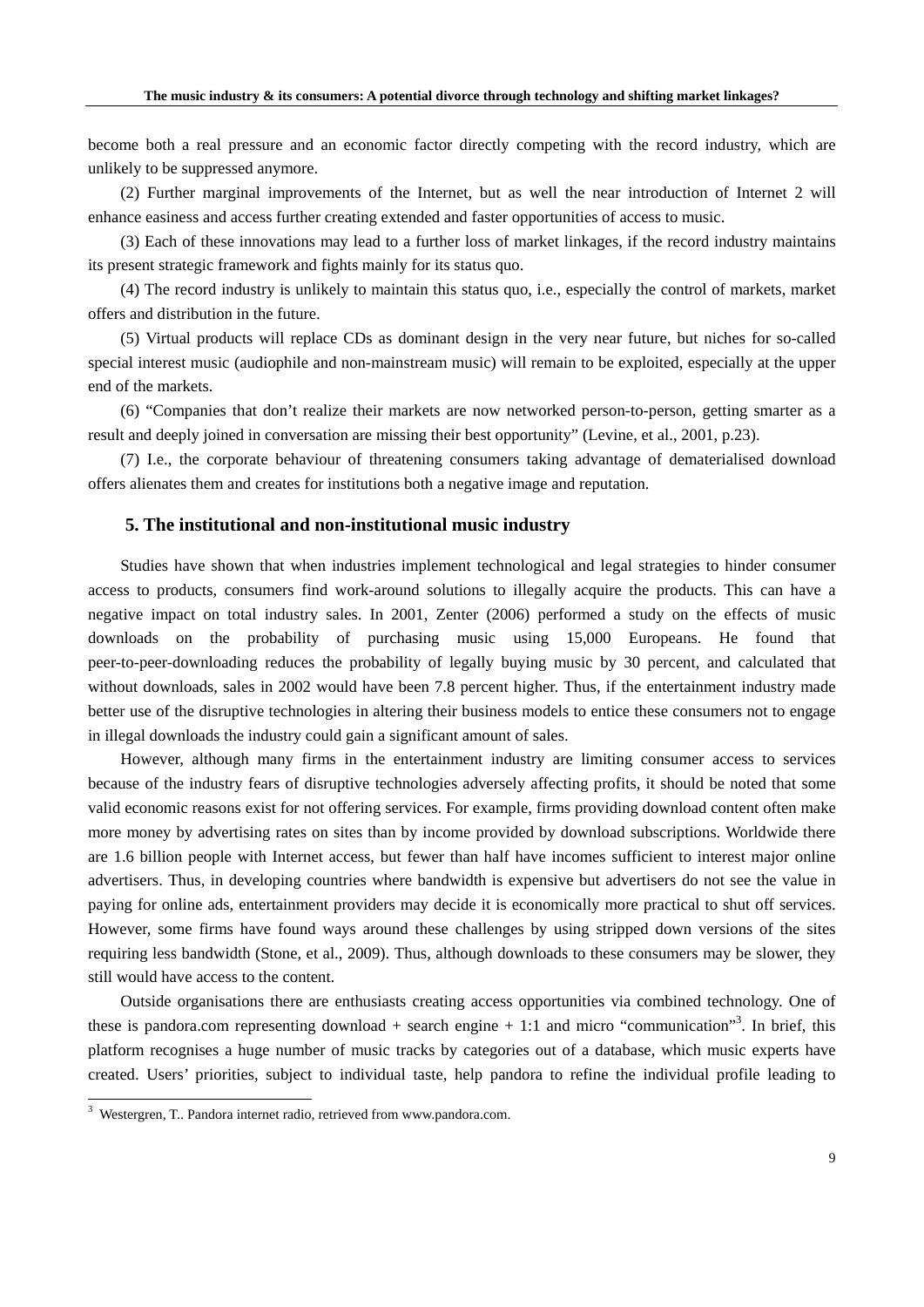become both a real pressure and an economic factor directly competing with the record industry, which are unlikely to be suppressed anymore.

(2) Further marginal improvements of the Internet, but as well the near introduction of Internet 2 will enhance easiness and access further creating extended and faster opportunities of access to music.

(3) Each of these innovations may lead to a further loss of market linkages, if the record industry maintains its present strategic framework and fights mainly for its status quo.

(4) The record industry is unlikely to maintain this status quo, i.e., especially the control of markets, market offers and distribution in the future.

(5) Virtual products will replace CDs as dominant design in the very near future, but niches for so-called special interest music (audiophile and non-mainstream music) will remain to be exploited, especially at the upper end of the markets.

(6) "Companies that don't realize their markets are now networked person-to-person, getting smarter as a result and deeply joined in conversation are missing their best opportunity" (Levine, et al., 2001, p.23).

(7) I.e., the corporate behaviour of threatening consumers taking advantage of dematerialised download offers alienates them and creates for institutions both a negative image and reputation.

## 5. The institutional and non-institutional music industry

Studies have shown that when industries implement technological and legal strategies to hinder consumer access to products, consumers find work-around solutions to illegally acquire the products. This can have a negative impact on total industry sales. In 2001, Zenter (2006) performed a study on the effects of music downloads on the probability of purchasing music using 15,000 Europeans. He found that peer-to-peer-downloading reduces the probability of legally buying music by 30 percent, and calculated that without downloads, sales in 2002 would have been 7.8 percent higher. Thus, if the entertainment industry made better use of the disruptive technologies in altering their business models to entice these consumers not to engage in illegal downloads the industry could gain a significant amount of sales.

However, although many firms in the entertainment industry are limiting consumer access to services because of the industry fears of disruptive technologies adversely affecting profits, it should be noted that some valid economic reasons exist for not offering services. For example, firms providing download content often make more money by advertising rates on sites than by income provided by download subscriptions. Worldwide there are 1.6 billion people with Internet access, but fewer than half have incomes sufficient to interest major online advertisers. Thus, in developing countries where bandwidth is expensive but advertisers do not see the value in paying for online ads, entertainment providers may decide it is economically more practical to shut off services. However, some firms have found ways around these challenges by using stripped down versions of the sites requiring less bandwidth (Stone, et al., 2009). Thus, although downloads to these consumers may be slower, they still would have access to the content.

Outside organisations there are enthusiasts creating access opportunities via combined technology. One of these is pandora.com representing download + search engine + 1:1 and micro "communication"[3]. In brief, this platform recognises a huge number of music tracks by categories out of a database, which music experts have created. Users' priorities, subject to individual taste, help pandora to refine the individual profile leading to

[3] Westergren, T.. Pandora internet radio, retrieved from www.pandora.com.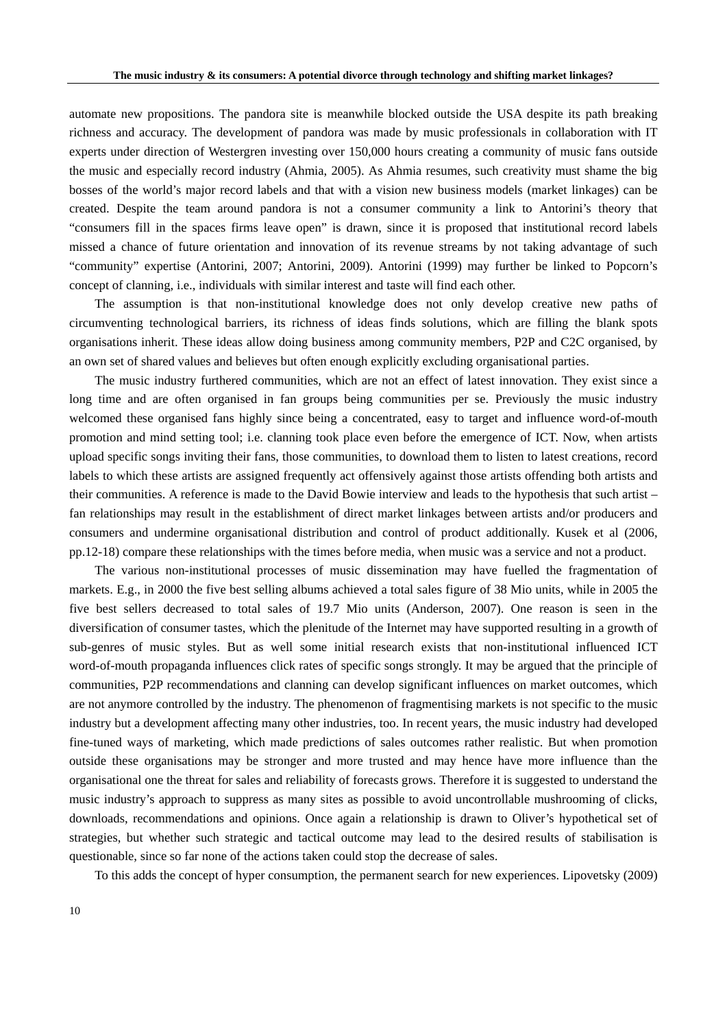automate new propositions. The pandora site is meanwhile blocked outside the USA despite its path breaking richness and accuracy. The development of pandora was made by music professionals in collaboration with IT experts under direction of Westergren investing over 150,000 hours creating a community of music fans outside the music and especially record industry (Ahmia, 2005). As Ahmia resumes, such creativity must shame the big bosses of the world's major record labels and that with a vision new business models (market linkages) can be created. Despite the team around pandora is not a consumer community a link to Antorini's theory that "consumers fill in the spaces firms leave open" is drawn, since it is proposed that institutional record labels missed a chance of future orientation and innovation of its revenue streams by not taking advantage of such "community" expertise (Antorini, 2007; Antorini, 2009). Antorini (1999) may further be linked to Popcorn's concept of clanning, i.e., individuals with similar interest and taste will find each other.

The assumption is that non-institutional knowledge does not only develop creative new paths of circumventing technological barriers, its richness of ideas finds solutions, which are filling the blank spots organisations inherit. These ideas allow doing business among community members, P2P and C2C organised, by an own set of shared values and believes but often enough explicitly excluding organisational parties.

The music industry furthered communities, which are not an effect of latest innovation. They exist since a long time and are often organised in fan groups being communities per se. Previously the music industry welcomed these organised fans highly since being a concentrated, easy to target and influence word-of-mouth promotion and mind setting tool; i.e. clanning took place even before the emergence of ICT. Now, when artists upload specific songs inviting their fans, those communities, to download them to listen to latest creations, record labels to which these artists are assigned frequently act offensively against those artists offending both artists and their communities. A reference is made to the David Bowie interview and leads to the hypothesis that such artist – fan relationships may result in the establishment of direct market linkages between artists and/or producers and consumers and undermine organisational distribution and control of product additionally. Kusek et al (2006, pp.12-18) compare these relationships with the times before media, when music was a service and not a product.

The various non-institutional processes of music dissemination may have fuelled the fragmentation of markets. E.g., in 2000 the five best selling albums achieved a total sales figure of 38 Mio units, while in 2005 the five best sellers decreased to total sales of 19.7 Mio units (Anderson, 2007). One reason is seen in the diversification of consumer tastes, which the plenitude of the Internet may have supported resulting in a growth of sub-genres of music styles. But as well some initial research exists that non-institutional influenced ICT word-of-mouth propaganda influences click rates of specific songs strongly. It may be argued that the principle of communities, P2P recommendations and clanning can develop significant influences on market outcomes, which are not anymore controlled by the industry. The phenomenon of fragmentising markets is not specific to the music industry but a development affecting many other industries, too. In recent years, the music industry had developed fine-tuned ways of marketing, which made predictions of sales outcomes rather realistic. But when promotion outside these organisations may be stronger and more trusted and may hence have more influence than the organisational one the threat for sales and reliability of forecasts grows. Therefore it is suggested to understand the music industry's approach to suppress as many sites as possible to avoid uncontrollable mushrooming of clicks, downloads, recommendations and opinions. Once again a relationship is drawn to Oliver's hypothetical set of strategies, but whether such strategic and tactical outcome may lead to the desired results of stabilisation is questionable, since so far none of the actions taken could stop the decrease of sales.

To this adds the concept of hyper consumption, the permanent search for new experiences. Lipovetsky (2009)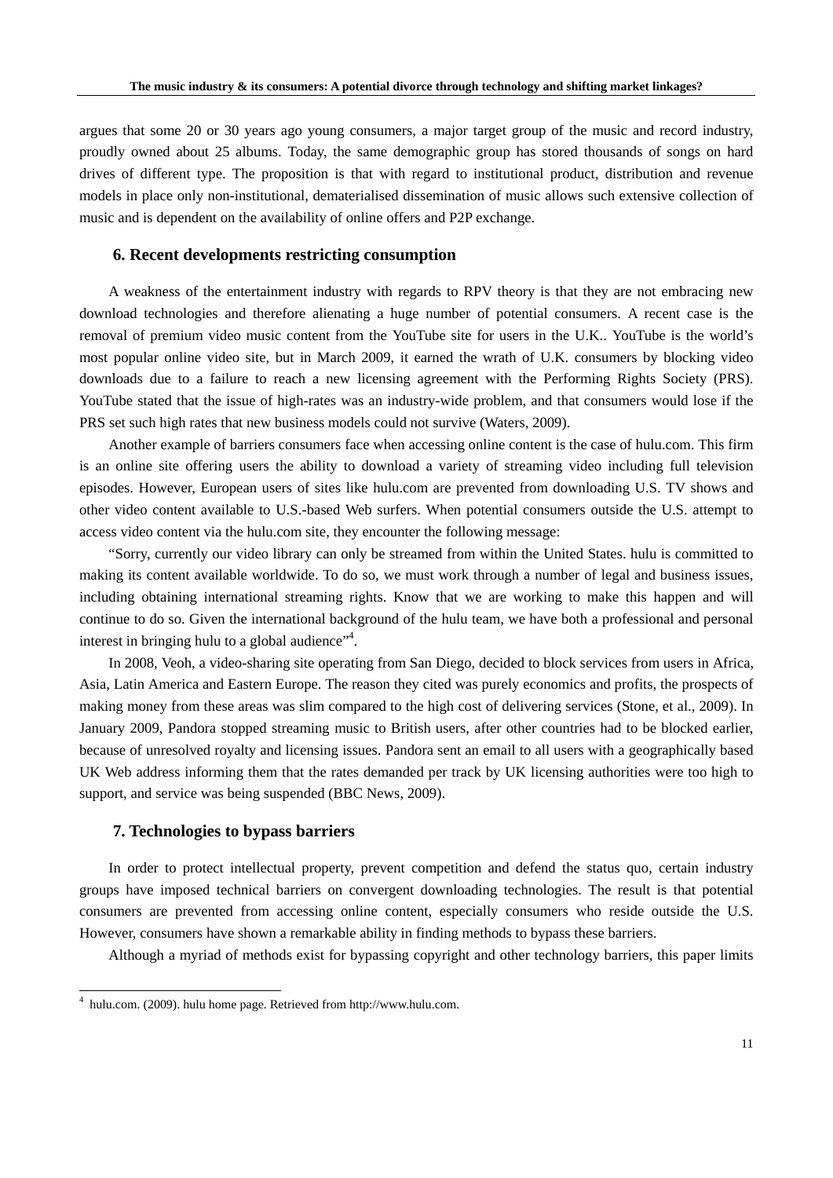argues that some 20 or 30 years ago young consumers, a major target group of the music and record industry, proudly owned about 25 albums. Today, the same demographic group has stored thousands of songs on hard drives of different type. The proposition is that with regard to institutional product, distribution and revenue models in place only non-institutional, dematerialised dissemination of music allows such extensive collection of music and is dependent on the availability of online offers and P2P exchange.

## 6. Recent developments restricting consumption

A weakness of the entertainment industry with regards to RPV theory is that they are not embracing new download technologies and therefore alienating a huge number of potential consumers. A recent case is the removal of premium online video music content from the YouTube site for users in the U.K.. YouTube is the world's most popular online video site, but in March 2009, it earned the wrath of U.K. consumers by blocking video downloads due to a failure to reach a new licensing agreement with the Performing Rights Society (PRS). YouTube stated that the issue of high-rates was an industry-wide problem, and that consumers would lose if the PRS set such high rates that new business models could not survive (Waters, 2009).

Another example of barriers consumers face when accessing online content is the case of hulu.com. This firm is an online site offering users the ability to download a variety of streaming video including full television episodes. However, European users of sites like hulu.com are prevented from downloading U.S. TV shows and other video content available to U.S.-based Web surfers. When potential consumers outside the U.S. attempt to access video content via the hulu.com site, they encounter the following message:

"Sorry, currently our video library can only be streamed from within the United States. hulu is committed to making its content available worldwide. To do so, we must work through a number of legal and business issues, including obtaining international streaming rights. Know that we are working to make this happen and will continue to do so. Given the international background of the hulu team, we have both a professional and personal interest in bringing hulu to a global audience"[4].

In 2008, Veoh, a video-sharing site operating from San Diego, decided to block services from users in Africa, Asia, Latin America and Eastern Europe. The reason they cited was purely economics and profits, the prospects of making money from these areas was slim compared to the high cost of delivering services (Stone, et al., 2009). In January 2009, Pandora stopped streaming music to British users, after other countries had to be blocked earlier, because of unresolved royalty and licensing issues. Pandora sent an email to all users with a geographically based UK Web address informing them that the rates demanded per track by UK licensing authorities were too high to support, and service was being suspended (BBC News, 2009).

## 7. Technologies to bypass barriers

In order to protect intellectual property, prevent competition and defend the status quo, certain industry groups have imposed technical barriers on convergent downloading technologies. The result is that potential consumers are prevented from accessing online content, especially consumers who reside outside the U.S. However, consumers have shown a remarkable ability in finding methods to bypass these barriers.

Although a myriad of methods exist for bypassing copyright and other technology barriers, this paper limits

---

[4] hulu.com. (2009). hulu home page. Retrieved from http://www.hulu.com.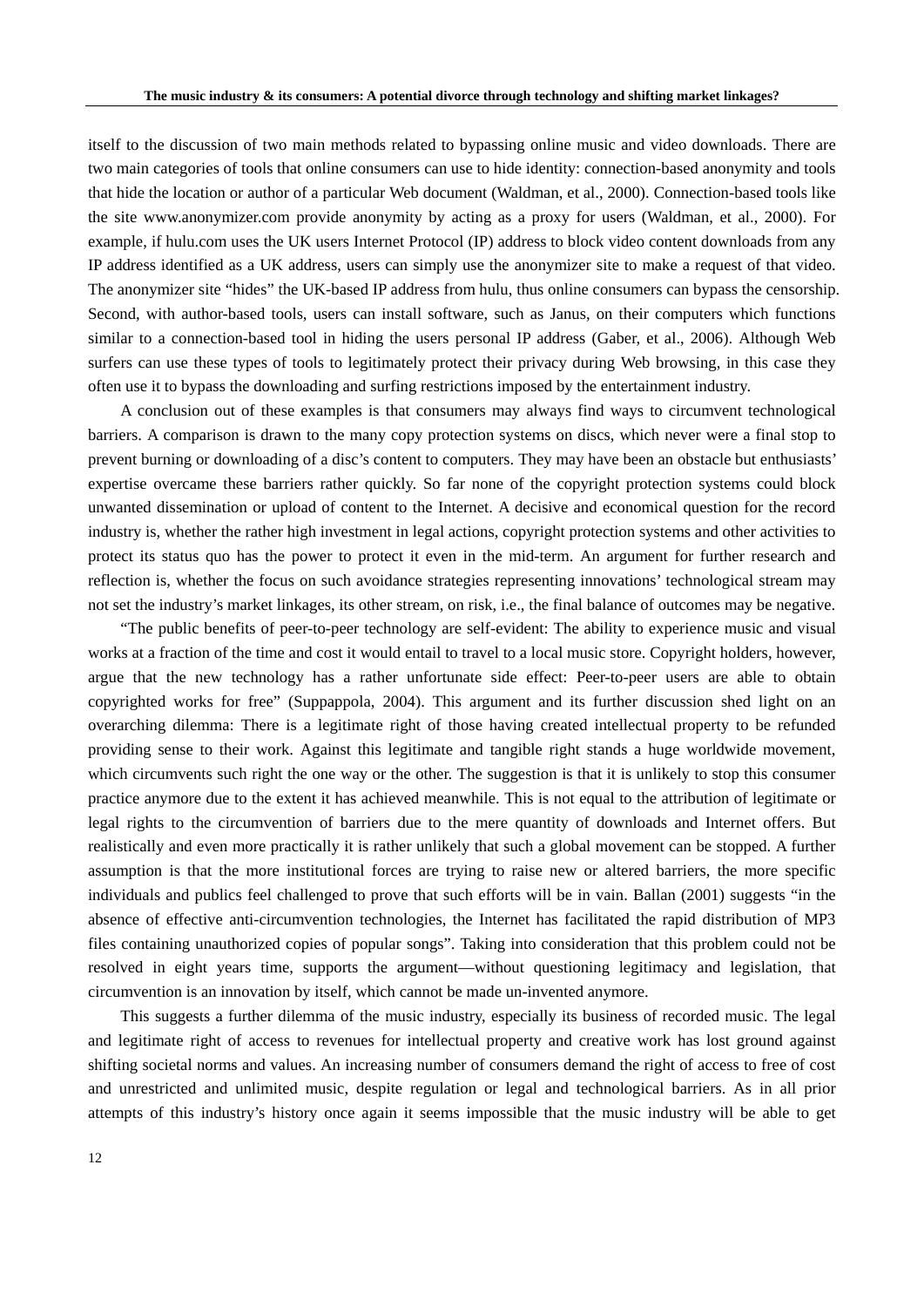itself to the discussion of two main methods related to bypassing online music and video downloads. There are two main categories of tools that online consumers can use to hide identity: connection-based anonymity and tools that hide the location or author of a particular Web document (Waldman, et al., 2000). Connection-based tools like the site www.anonymizer.com provide anonymity by acting as a proxy for users (Waldman, et al., 2000). For example, if hulu.com uses the UK users Internet Protocol (IP) address to block video content downloads from any IP address identified as a UK address, users can simply use the anonymizer site to make a request of that video. The anonymizer site "hides" the UK-based IP address from hulu, thus online consumers can bypass the censorship. Second, with author-based tools, users can install software, such as Janus, on their computers which functions similar to a connection-based tool in hiding the users personal IP address (Gaber, et al., 2006). Although Web surfers can use these types of tools to legitimately protect their privacy during Web browsing, in this case they often use it to bypass the downloading and surfing restrictions imposed by the entertainment industry.

A conclusion out of these examples is that consumers may always find ways to circumvent technological barriers. A comparison is drawn to the many copy protection systems on discs, which never were a final stop to prevent burning or downloading of a disc's content to computers. They may have been an obstacle but enthusiasts' expertise overcame these barriers rather quickly. So far none of the copyright protection systems could block unwanted dissemination or upload of content to the Internet. A decisive and economical question for the record industry is, whether the rather high investment in legal actions, copyright protection systems and other activities to protect its status quo has the power to protect it even in the mid-term. An argument for further research and reflection is, whether the focus on such avoidance strategies representing innovations' technological stream may not set the industry's market linkages, its other stream, on risk, i.e., the final balance of outcomes may be negative.

"The public benefits of peer-to-peer technology are self-evident: The ability to experience music and visual works at a fraction of the time and cost it would entail to travel to a local music store. Copyright holders, however, argue that the new technology has a rather unfortunate side effect: Peer-to-peer users are able to obtain copyrighted works for free" (Suppappola, 2004). This argument and its further discussion shed light on an overarching dilemma: There is a legitimate right of those having created intellectual property to be refunded providing sense to their work. Against this legitimate and tangible right stands a huge worldwide movement, which circumvents such right the one way or the other. The suggestion is that it is unlikely to stop this consumer practice anymore due to the extent it has achieved meanwhile. This is not equal to the attribution of legitimate or legal rights to the circumvention of barriers due to the mere quantity of downloads and Internet offers. But realistically and even more practically it is rather unlikely that such a global movement can be stopped. A further assumption is that the more institutional forces are trying to raise new or altered barriers, the more specific individuals and publics feel challenged to prove that such efforts will be in vain. Ballan (2001) suggests "in the absence of effective anti-circumvention technologies, the Internet has facilitated the rapid distribution of MP3 files containing unauthorized copies of popular songs". Taking into consideration that this problem could not be resolved in eight years time, supports the argument—without questioning legitimacy and legislation, that circumvention is an innovation by itself, which cannot be made un-invented anymore.

This suggests a further dilemma of the music industry, especially its business of recorded music. The legal and legitimate right of access to revenues for intellectual property and creative work has lost ground against shifting societal norms and values. An increasing number of consumers demand the right of access to free of cost and unrestricted and unlimited music, despite regulation or legal and technological barriers. As in all prior attempts of this industry's history once again it seems impossible that the music industry will be able to get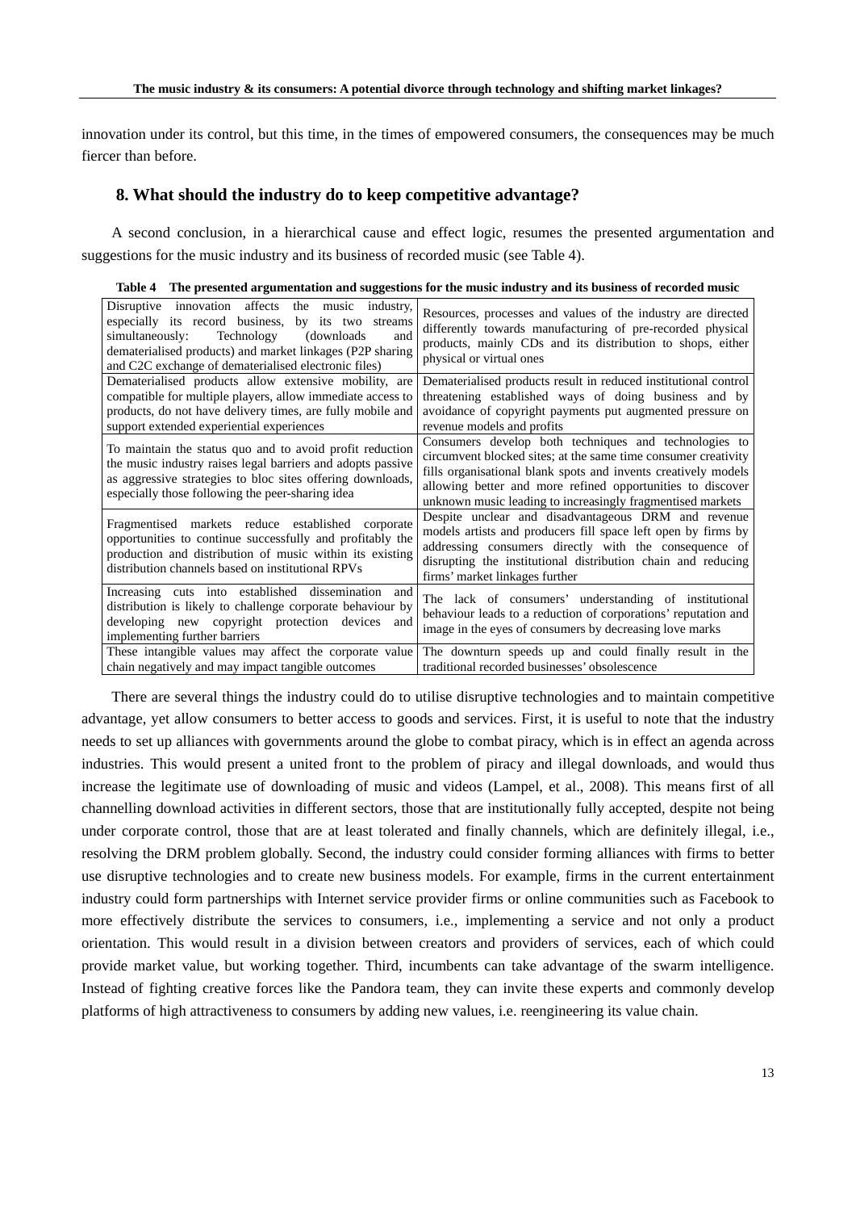innovation under its control, but this time, in the times of empowered consumers, the consequences may be much fiercer than before.

## 8. What should the industry do to keep competitive advantage?

A second conclusion, in a hierarchical cause and effect logic, resumes the presented argumentation and suggestions for the music industry and its business of recorded music (see Table 4).

**Table 4 The presented argumentation and suggestions for the music industry and its business of recorded music**

| | |
|---|---|
| Disruptive innovation affects the music industry, especially its record business, by its two streams simultaneously: Technology (downloads and dematerialised products) and market linkages (P2P sharing and C2C exchange of dematerialised electronic files) | Resources, processes and values of the industry are directed differently towards manufacturing of pre-recorded physical products, mainly CDs and its distribution to shops, either physical or virtual ones |
| Dematerialised products allow extensive mobility, are compatible for multiple players, allow immediate access to products, do not have delivery times, are fully mobile and support extended experiential experiences | Dematerialised products result in reduced institutional control threatening established ways of doing business and by avoidance of copyright payments put augmented pressure on revenue models and profits |
| To maintain the status quo and to avoid profit reduction the music industry raises legal barriers and adopts passive as aggressive strategies to bloc sites offering downloads, especially those following the peer-sharing idea | Consumers develop both techniques and technologies to circumvent blocked sites; at the same time consumer creativity fills organisational blank spots and invents creatively models allowing better and more refined opportunities to discover unknown music leading to increasingly fragmentised markets |
| Fragmentised markets reduce established corporate opportunities to continue successfully and profitably the production and distribution of music within its existing distribution channels based on institutional RPVs | Despite unclear and disadvantageous DRM and revenue models artists and producers fill space left open by firms by addressing consumers directly with the consequence of disrupting the institutional distribution chain and reducing firms' market linkages further |
| Increasing cuts into established dissemination and distribution is likely to challenge corporate behaviour by developing new copyright protection devices and implementing further barriers | The lack of consumers' understanding of institutional behaviour leads to a reduction of corporations' reputation and image in the eyes of consumers by decreasing love marks |
| These intangible values may affect the corporate value chain negatively and may impact tangible outcomes | The downturn speeds up and could finally result in the traditional recorded businesses' obsolescence |

There are several things the industry could do to utilise disruptive technologies and to maintain competitive advantage, yet allow consumers to better access to goods and services. First, it is useful to note that the industry needs to set up alliances with governments around the globe to combat piracy, which is in effect an agenda across industries. This would present a united front to the problem of piracy and illegal downloads, and would thus increase the legitimate use of downloading of music and videos (Lampel, et al., 2008). This means first of all channelling download activities in different sectors, those that are institutionally fully accepted, despite not being under corporate control, those that are at least tolerated and finally channels, which are definitely illegal, i.e., resolving the DRM problem globally. Second, the industry could consider forming alliances with firms to better use disruptive technologies and to create new business models. For example, firms in the current entertainment industry could form partnerships with Internet service provider firms or online communities such as Facebook to more effectively distribute the services to consumers, i.e., implementing a service and not only a product orientation. This would result in a division between creators and providers of services, each of which could provide market value, but working together. Third, incumbents can take advantage of the swarm intelligence. Instead of fighting creative forces like the Pandora team, they can invite these experts and commonly develop platforms of high attractiveness to consumers by adding new values, i.e. reengineering its value chain.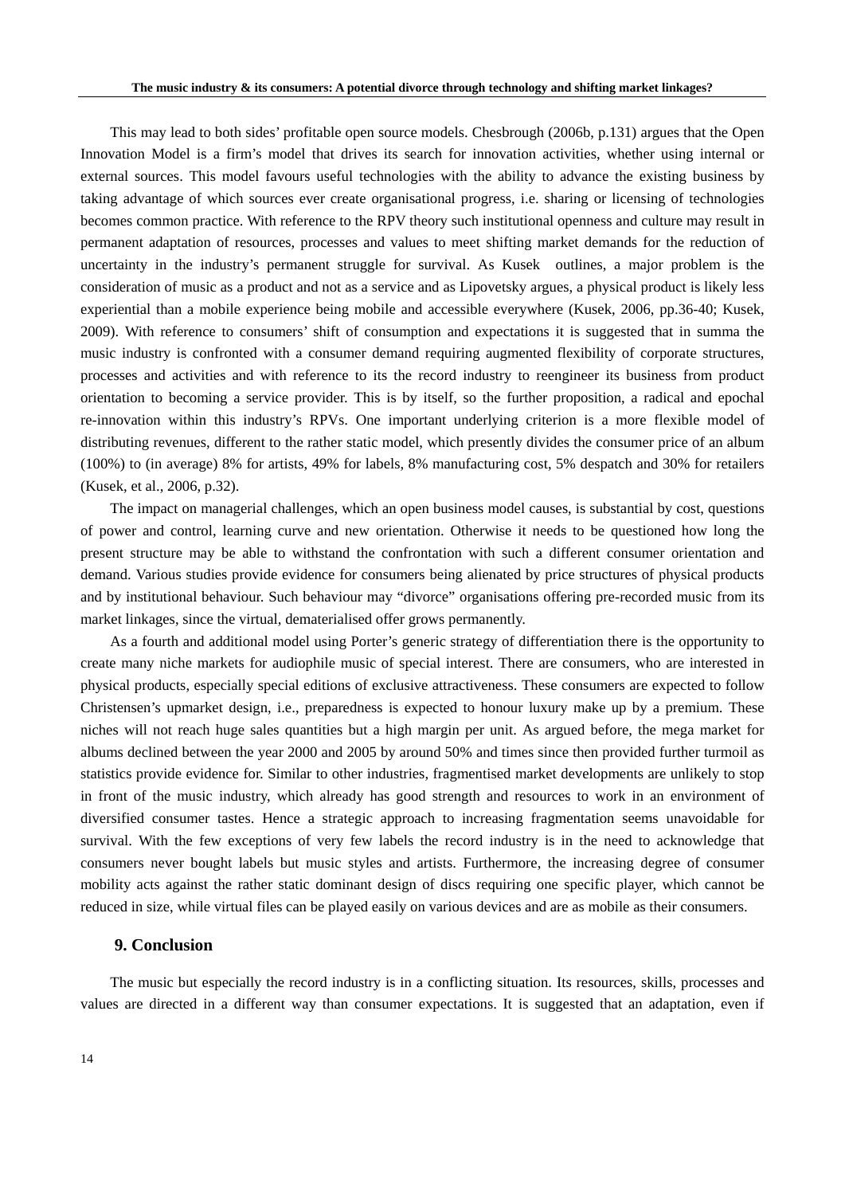This may lead to both sides' profitable open source models. Chesbrough (2006b, p.131) argues that the Open Innovation Model is a firm's model that drives its search for innovation activities, whether using internal or external sources. This model favours useful technologies with the ability to advance the existing business by taking advantage of which sources ever create organisational progress, i.e. sharing or licensing of technologies becomes common practice. With reference to the RPV theory such institutional openness and culture may result in permanent adaptation of resources, processes and values to meet shifting market demands for the reduction of uncertainty in the industry's permanent struggle for survival. As Kusek outlines, a major problem is the consideration of music as a product and not as a service and as Lipovetsky argues, a physical product is likely less experiential than a mobile experience being mobile and accessible everywhere (Kusek, 2006, pp.36-40; Kusek, 2009). With reference to consumers' shift of consumption and expectations it is suggested that in summa the music industry is confronted with a consumer demand requiring augmented flexibility of corporate structures, processes and activities and with reference to its the record industry to reengineer its business from product orientation to becoming a service provider. This is by itself, so the further proposition, a radical and epochal re-innovation within this industry's RPVs. One important underlying criterion is a more flexible model of distributing revenues, different to the rather static model, which presently divides the consumer price of an album (100%) to (in average) 8% for artists, 49% for labels, 8% manufacturing cost, 5% despatch and 30% for retailers (Kusek, et al., 2006, p.32).

The impact on managerial challenges, which an open business model causes, is substantial by cost, questions of power and control, learning curve and new orientation. Otherwise it needs to be questioned how long the present structure may be able to withstand the confrontation with such a different consumer orientation and demand. Various studies provide evidence for consumers being alienated by price structures of physical products and by institutional behaviour. Such behaviour may "divorce" organisations offering pre-recorded music from its market linkages, since the virtual, dematerialised offer grows permanently.

As a fourth and additional model using Porter's generic strategy of differentiation there is the opportunity to create many niche markets for audiophile music of special interest. There are consumers, who are interested in physical products, especially special editions of exclusive attractiveness. These consumers are expected to follow Christensen's upmarket design, i.e., preparedness is expected to honour luxury make up by a premium. These niches will not reach huge sales quantities but a high margin per unit. As argued before, the mega market for albums declined between the year 2000 and 2005 by around 50% and times since then provided further turmoil as statistics provide evidence for. Similar to other industries, fragmentised market developments are unlikely to stop in front of the music industry, which already has good strength and resources to work in an environment of diversified consumer tastes. Hence a strategic approach to increasing fragmentation seems unavoidable for survival. With the few exceptions of very few labels the record industry is in the need to acknowledge that consumers never bought labels but music styles and artists. Furthermore, the increasing degree of consumer mobility acts against the rather static dominant design of discs requiring one specific player, which cannot be reduced in size, while virtual files can be played easily on various devices and are as mobile as their consumers.

## 9. Conclusion

The music but especially the record industry is in a conflicting situation. Its resources, skills, processes and values are directed in a different way than consumer expectations. It is suggested that an adaptation, even if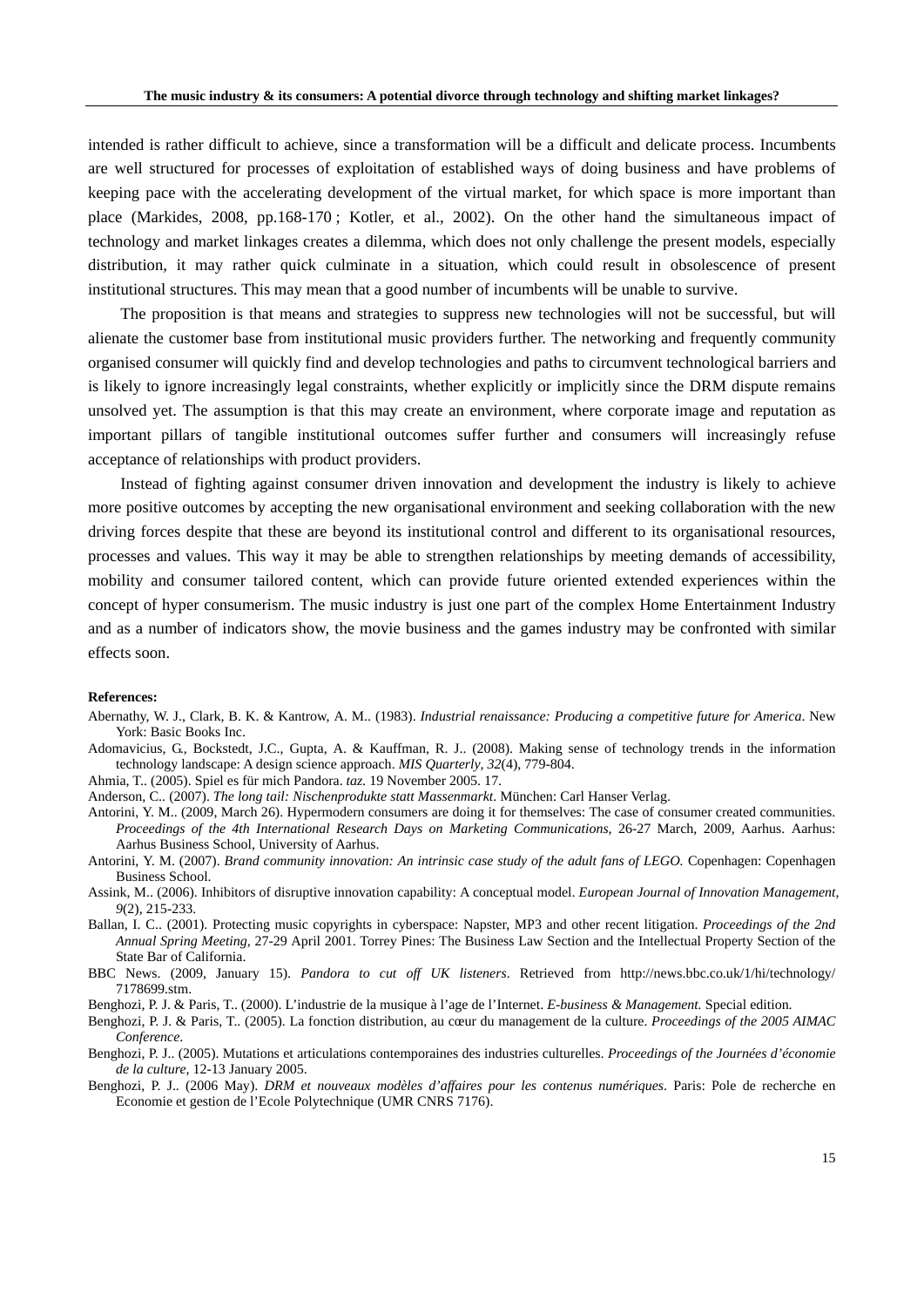intended is rather difficult to achieve, since a transformation will be a difficult and delicate process. Incumbents are well structured for processes of exploitation of established ways of doing business and have problems of keeping pace with the accelerating development of the virtual market, for which space is more important than place (Markides, 2008, pp.168-170 ; Kotler, et al., 2002). On the other hand the simultaneous impact of technology and market linkages creates a dilemma, which does not only challenge the present models, especially distribution, it may rather quick culminate in a situation, which could result in obsolescence of present institutional structures. This may mean that a good number of incumbents will be unable to survive.

The proposition is that means and strategies to suppress new technologies will not be successful, but will alienate the customer base from institutional music providers further. The networking and frequently community organised consumer will quickly find and develop technologies and paths to circumvent technological barriers and is likely to ignore increasingly legal constraints, whether explicitly or implicitly since the DRM dispute remains unsolved yet. The assumption is that this may create an environment, where corporate image and reputation as important pillars of tangible institutional outcomes suffer further and consumers will increasingly refuse acceptance of relationships with product providers.

Instead of fighting against consumer driven innovation and development the industry is likely to achieve more positive outcomes by accepting the new organisational environment and seeking collaboration with the new driving forces despite that these are beyond its institutional control and different to its organisational resources, processes and values. This way it may be able to strengthen relationships by meeting demands of accessibility, mobility and consumer tailored content, which can provide future oriented extended experiences within the concept of hyper consumerism. The music industry is just one part of the complex Home Entertainment Industry and as a number of indicators show, the movie business and the games industry may be confronted with similar effects soon.

**References:**

Abernathy, W. J., Clark, B. K. & Kantrow, A. M.. (1983). *Industrial renaissance: Producing a competitive future for America*. New York: Basic Books Inc.

Adomavicius, G., Bockstedt, J.C., Gupta, A. & Kauffman, R. J.. (2008). Making sense of technology trends in the information technology landscape: A design science approach. *MIS Quarterly, 32*(4), 779-804.

Ahmia, T.. (2005). Spiel es für mich Pandora. *taz*. 19 November 2005. 17.

Anderson, C.. (2007). *The long tail: Nischenprodukte statt Massenmarkt*. München: Carl Hanser Verlag.

Antorini, Y. M.. (2009, March 26). Hypermodern consumers are doing it for themselves: The case of consumer created communities. *Proceedings of the 4th International Research Days on Marketing Communications*, 26-27 March, 2009, Aarhus. Aarhus: Aarhus Business School, University of Aarhus.

Antorini, Y. M. (2007). *Brand community innovation: An intrinsic case study of the adult fans of LEGO.* Copenhagen: Copenhagen Business School.

Assink, M.. (2006). Inhibitors of disruptive innovation capability: A conceptual model. *European Journal of Innovation Management, 9*(2), 215-233.

Ballan, I. C.. (2001). Protecting music copyrights in cyberspace: Napster, MP3 and other recent litigation. *Proceedings of the 2nd Annual Spring Meeting*, 27-29 April 2001. Torrey Pines: The Business Law Section and the Intellectual Property Section of the State Bar of California.

BBC News. (2009, January 15). *Pandora to cut off UK listeners*. Retrieved from http://news.bbc.co.uk/1/hi/technology/7178699.stm.

Benghozi, P. J. & Paris, T.. (2000). L'industrie de la musique à l'age de l'Internet. *E-business & Management.* Special edition.

Benghozi, P. J. & Paris, T.. (2005). La fonction distribution, au cœur du management de la culture. *Proceedings of the 2005 AIMAC Conference*.

Benghozi, P. J.. (2005). Mutations et articulations contemporaines des industries culturelles. *Proceedings of the Journées d'économie de la culture*, 12-13 January 2005.

Benghozi, P. J.. (2006 May). *DRM et nouveaux modèles d'affaires pour les contenus numériques*. Paris: Pole de recherche en Economie et gestion de l'Ecole Polytechnique (UMR CNRS 7176).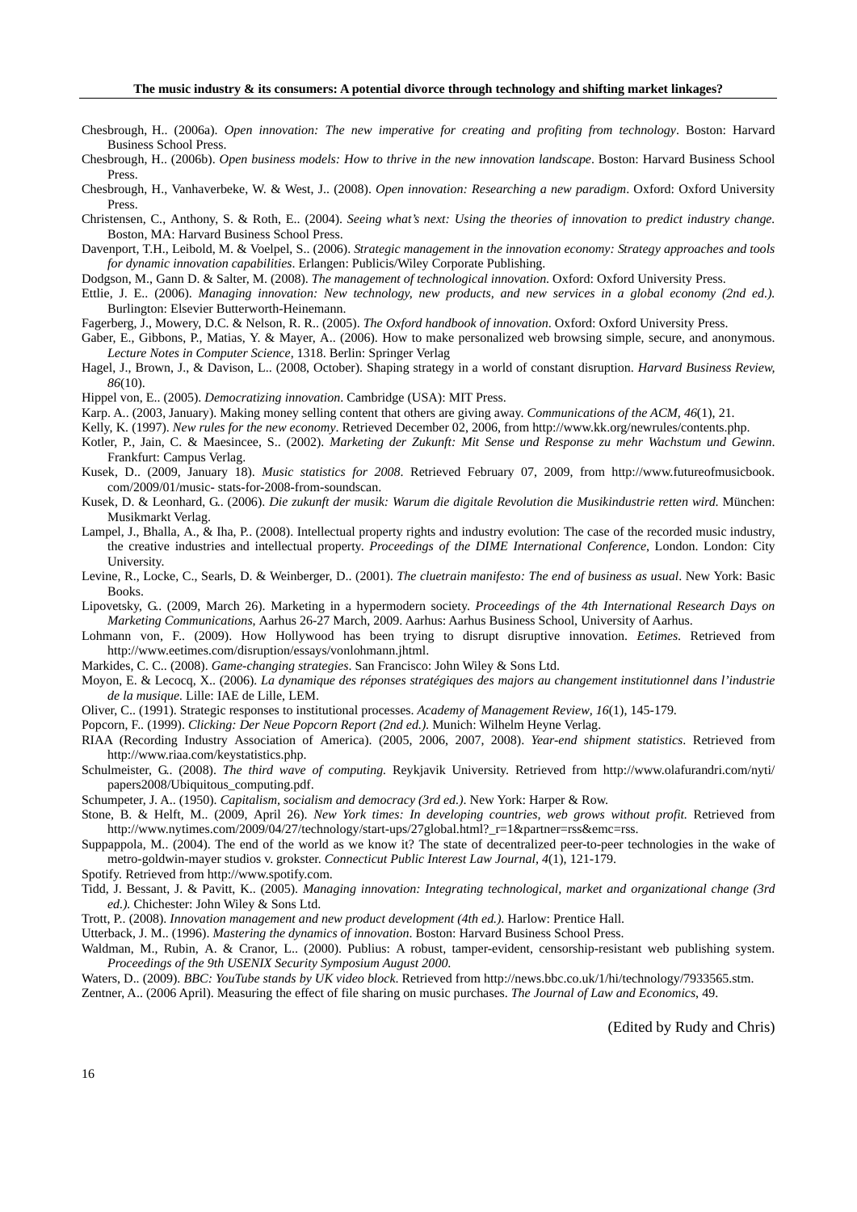Chesbrough, H.. (2006a). *Open innovation: The new imperative for creating and profiting from technology*. Boston: Harvard Business School Press.

Chesbrough, H.. (2006b). *Open business models: How to thrive in the new innovation landscape*. Boston: Harvard Business School Press.

Chesbrough, H., Vanhaverbeke, W. & West, J.. (2008). *Open innovation: Researching a new paradigm*. Oxford: Oxford University Press.

Christensen, C., Anthony, S. & Roth, E.. (2004). *Seeing what's next: Using the theories of innovation to predict industry change.* Boston, MA: Harvard Business School Press.

Davenport, T.H., Leibold, M. & Voelpel, S.. (2006). *Strategic management in the innovation economy: Strategy approaches and tools for dynamic innovation capabilities*. Erlangen: Publicis/Wiley Corporate Publishing.

Dodgson, M., Gann D. & Salter, M. (2008). *The management of technological innovation.* Oxford: Oxford University Press.

Ettlie, J. E.. (2006). *Managing innovation: New technology, new products, and new services in a global economy (2nd ed.).* Burlington: Elsevier Butterworth-Heinemann.

Fagerberg, J., Mowery, D.C. & Nelson, R. R.. (2005). *The Oxford handbook of innovation*. Oxford: Oxford University Press.

Gaber, E., Gibbons, P., Matias, Y. & Mayer, A.. (2006). How to make personalized web browsing simple, secure, and anonymous. *Lecture Notes in Computer Science*, 1318. Berlin: Springer Verlag

Hagel, J., Brown, J., & Davison, L.. (2008, October). Shaping strategy in a world of constant disruption. *Harvard Business Review, 86*(10).

Hippel von, E.. (2005). *Democratizing innovation*. Cambridge (USA): MIT Press.

Karp. A.. (2003, January). Making money selling content that others are giving away. *Communications of the ACM, 46*(1), 21.

Kelly, K. (1997). *New rules for the new economy*. Retrieved December 02, 2006, from http://www.kk.org/newrules/contents.php.

Kotler, P., Jain, C. & Maesincee, S.. (2002). *Marketing der Zukunft: Mit Sense und Response zu mehr Wachstum und Gewinn*. Frankfurt: Campus Verlag.

Kusek, D.. (2009, January 18). *Music statistics for 2008*. Retrieved February 07, 2009, from http://www.futureofmusicbook.com/2009/01/music- stats-for-2008-from-soundscan.

Kusek, D. & Leonhard, G.. (2006). *Die zukunft der musik: Warum die digitale Revolution die Musikindustrie retten wird.* München: Musikmarkt Verlag.

Lampel, J., Bhalla, A., & Iha, P.. (2008). Intellectual property rights and industry evolution: The case of the recorded music industry, the creative industries and intellectual property. *Proceedings of the DIME International Conference*, London. London: City University.

Levine, R., Locke, C., Searls, D. & Weinberger, D.. (2001). *The cluetrain manifesto: The end of business as usual*. New York: Basic Books.

Lipovetsky, G.. (2009, March 26). Marketing in a hypermodern society. *Proceedings of the 4th International Research Days on Marketing Communications*, Aarhus 26-27 March, 2009. Aarhus: Aarhus Business School, University of Aarhus.

Lohmann von, F.. (2009). How Hollywood has been trying to disrupt disruptive innovation. *Eetimes*. Retrieved from http://www.eetimes.com/disruption/essays/vonlohmann.jhtml.

Markides, C. C.. (2008). *Game-changing strategies*. San Francisco: John Wiley & Sons Ltd.

Moyon, E. & Lecocq, X.. (2006). *La dynamique des réponses stratégiques des majors au changement institutionnel dans l'industrie de la musique.* Lille: IAE de Lille, LEM.

Oliver, C.. (1991). Strategic responses to institutional processes. *Academy of Management Review, 16*(1), 145-179.

Popcorn, F.. (1999). *Clicking: Der Neue Popcorn Report (2nd ed.)*. Munich: Wilhelm Heyne Verlag.

RIAA (Recording Industry Association of America). (2005, 2006, 2007, 2008). *Year-end shipment statistics*. Retrieved from http://www.riaa.com/keystatistics.php.

Schulmeister, G.. (2008). *The third wave of computing.* Reykjavik University. Retrieved from http://www.olafurandri.com/nyti/papers2008/Ubiquitous_computing.pdf.

Schumpeter, J. A.. (1950). *Capitalism, socialism and democracy (3rd ed.)*. New York: Harper & Row.

Stone, B. & Helft, M.. (2009, April 26). *New York times: In developing countries, web grows without profit.* Retrieved from http://www.nytimes.com/2009/04/27/technology/start-ups/27global.html?_r=1&partner=rss&emc=rss.

Suppappola, M.. (2004). The end of the world as we know it? The state of decentralized peer-to-peer technologies in the wake of metro-goldwin-mayer studios v. grokster. *Connecticut Public Interest Law Journal, 4*(1), 121-179.

Spotify. Retrieved from http://www.spotify.com.

Tidd, J. Bessant, J. & Pavitt, K.. (2005). *Managing innovation: Integrating technological, market and organizational change (3rd ed.).* Chichester: John Wiley & Sons Ltd.

Trott, P.. (2008). *Innovation management and new product development (4th ed.)*. Harlow: Prentice Hall.

Utterback, J. M.. (1996). *Mastering the dynamics of innovation*. Boston: Harvard Business School Press.

Waldman, M., Rubin, A. & Cranor, L.. (2000). Publius: A robust, tamper-evident, censorship-resistant web publishing system. *Proceedings of the 9th USENIX Security Symposium August 2000*.

Waters, D.. (2009). *BBC: YouTube stands by UK video block*. Retrieved from http://news.bbc.co.uk/1/hi/technology/7933565.stm.

Zentner, A.. (2006 April). Measuring the effect of file sharing on music purchases. *The Journal of Law and Economics*, 49.

(Edited by Rudy and Chris)